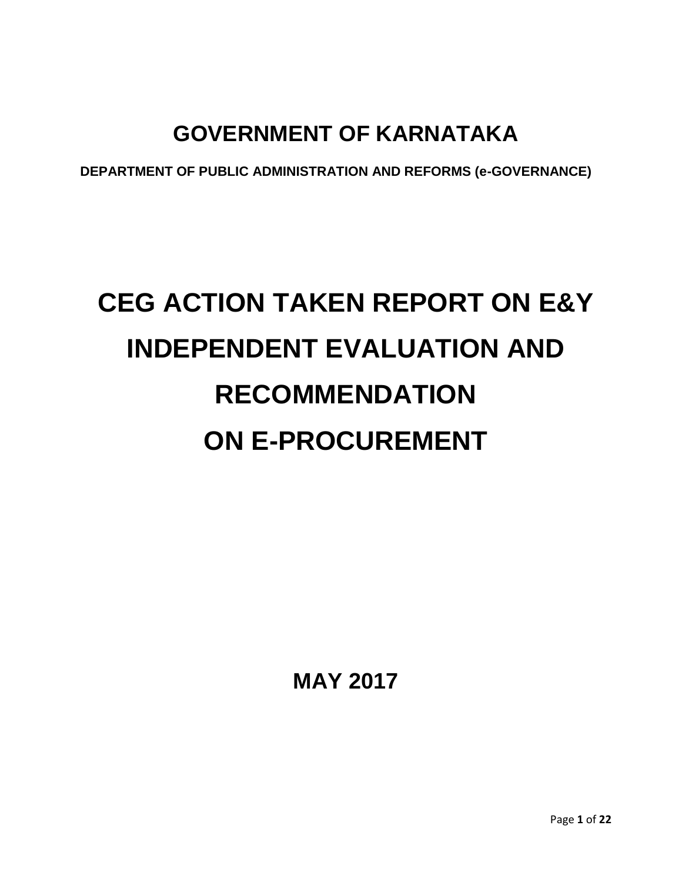# GOVERNMENT OF KARNATAKA

**DEPARTMENT OF PUBLIC ADMINISTRATION AND REFORMS (e-GOVERNANCE)**

# CEG ACTION TAKEN REPORT ON E&Y INDEPENDENT EVALUATION AND RECOMMENDATION ON E-PROCUREMENT

**MAY 2017**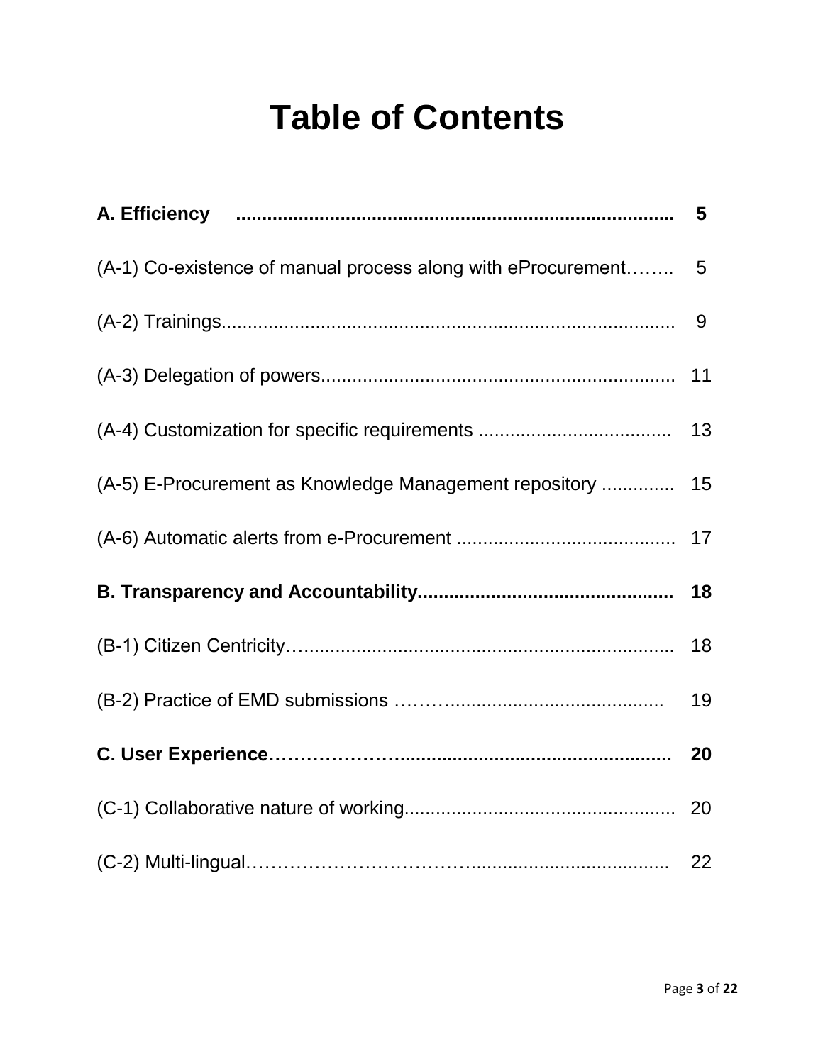# Table of Contents

| | |
|---|---|
| **A. Efficiency** | **5** |
| (A-1) Co-existence of manual process along with eProcurement | 5 |
| (A-2) Trainings | 9 |
| (A-3) Delegation of powers | 11 |
| (A-4) Customization for specific requirements | 13 |
| (A-5) E-Procurement as Knowledge Management repository | 15 |
| (A-6) Automatic alerts from e-Procurement | 17 |
| **B. Transparency and Accountability** | **18** |
| (B-1) Citizen Centricity | 18 |
| (B-2) Practice of EMD submissions | 19 |
| **C. User Experience** | **20** |
| (C-1) Collaborative nature of working | 20 |
| (C-2) Multi-lingual | 22 |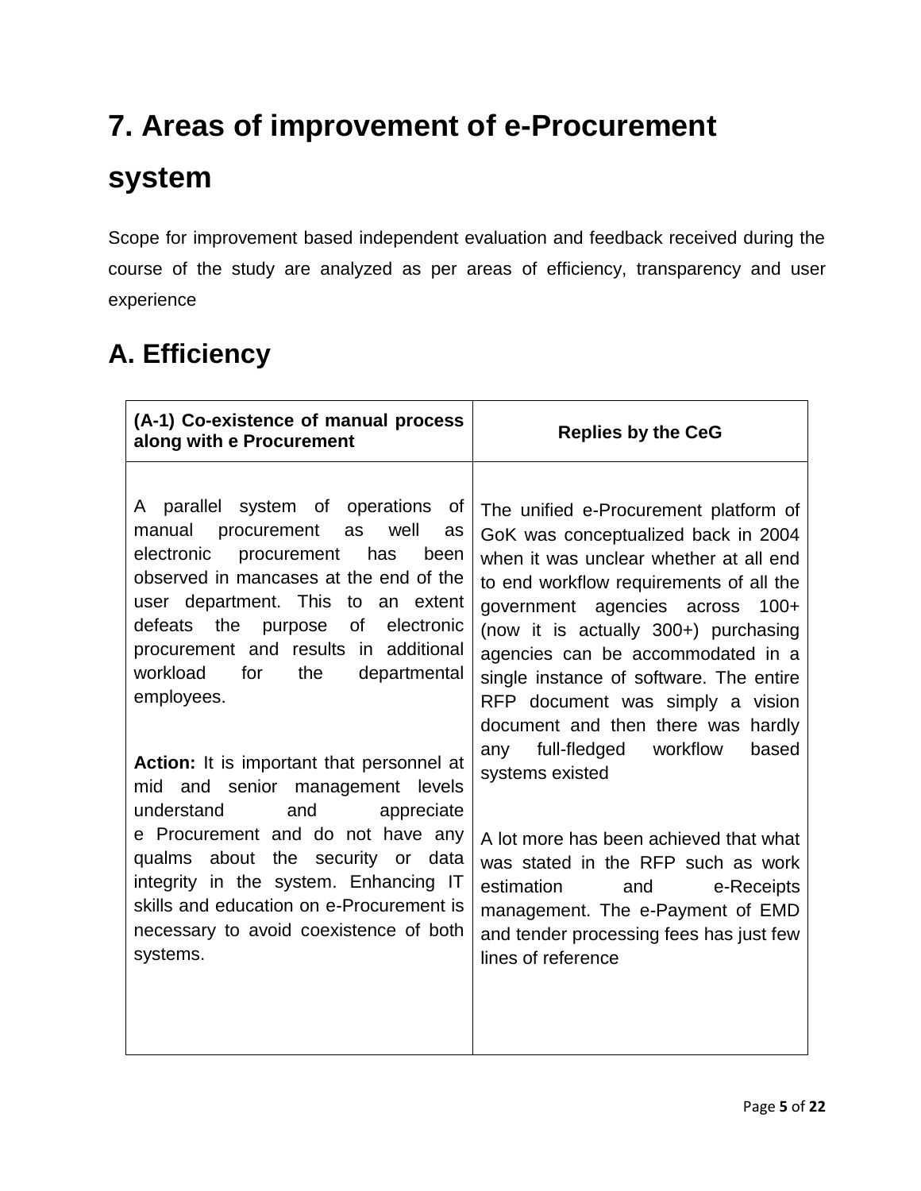# 7. Areas of improvement of e-Procurement system

Scope for improvement based independent evaluation and feedback received during the course of the study are analyzed as per areas of efficiency, transparency and user experience

## A. Efficiency

| (A-1) Co-existence of manual process along with e Procurement | Replies by the CeG |
| --- | --- |
| A parallel system of operations of manual procurement as well as electronic procurement has been observed in mancases at the end of the user department. This to an extent defeats the purpose of electronic procurement and results in additional workload for the departmental employees.<br><br>**Action:** It is important that personnel at mid and senior management levels understand and appreciate e Procurement and do not have any qualms about the security or data integrity in the system. Enhancing IT skills and education on e-Procurement is necessary to avoid coexistence of both systems. | The unified e-Procurement platform of GoK was conceptualized back in 2004 when it was unclear whether at all end to end workflow requirements of all the government agencies across 100+ (now it is actually 300+) purchasing agencies can be accommodated in a single instance of software. The entire RFP document was simply a vision document and then there was hardly any full-fledged workflow based systems existed<br><br>A lot more has been achieved that what was stated in the RFP such as work estimation and e-Receipts management. The e-Payment of EMD and tender processing fees has just few lines of reference |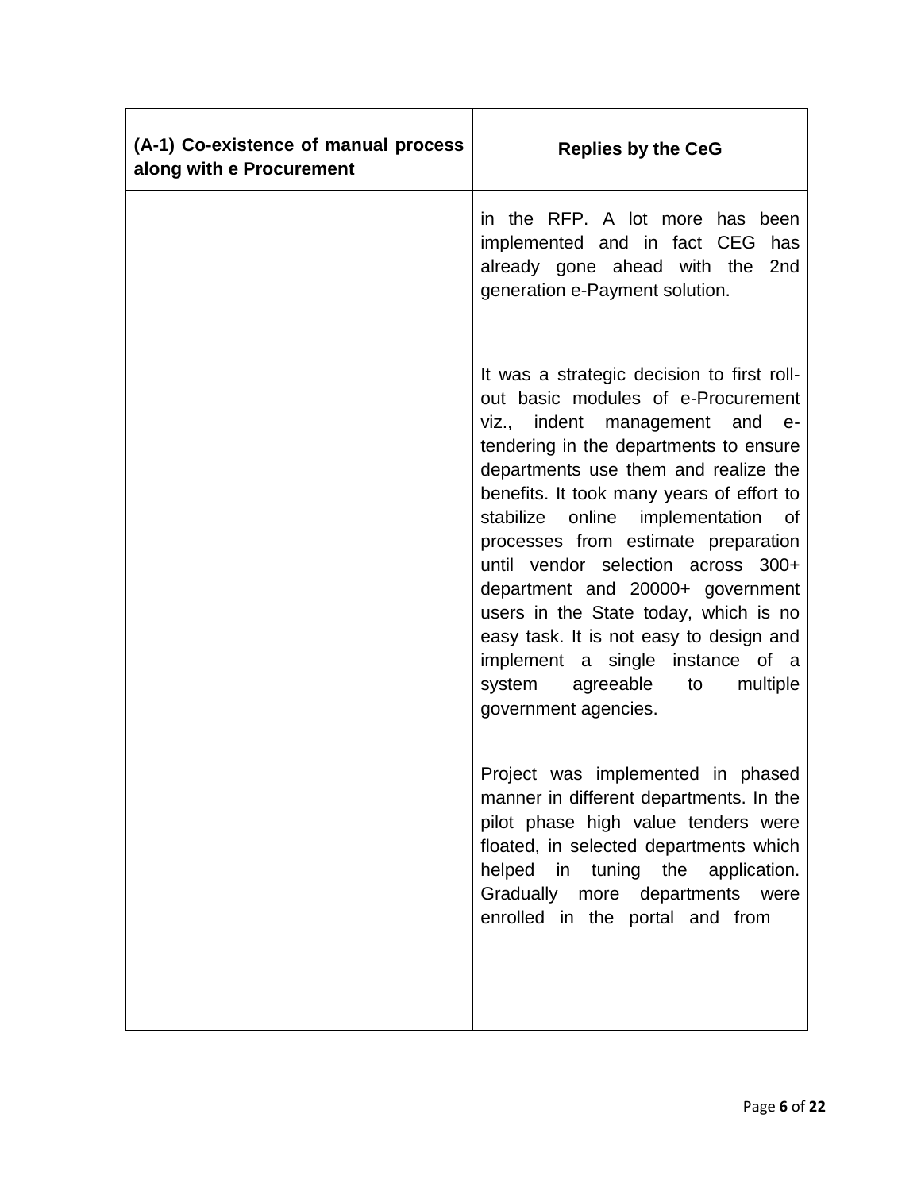| (A-1) Co-existence of manual process along with e Procurement | Replies by the CeG |
|---|---|
| | in the RFP. A lot more has been implemented and in fact CEG has already gone ahead with the 2nd generation e-Payment solution.<br><br>It was a strategic decision to first roll-out basic modules of e-Procurement viz., indent management and e-tendering in the departments to ensure departments use them and realize the benefits. It took many years of effort to stabilize online implementation of processes from estimate preparation until vendor selection across 300+ department and 20000+ government users in the State today, which is no easy task. It is not easy to design and implement a single instance of a system agreeable to multiple government agencies.<br><br>Project was implemented in phased manner in different departments. In the pilot phase high value tenders were floated, in selected departments which helped in tuning the application. Gradually more departments were enrolled in the portal and from |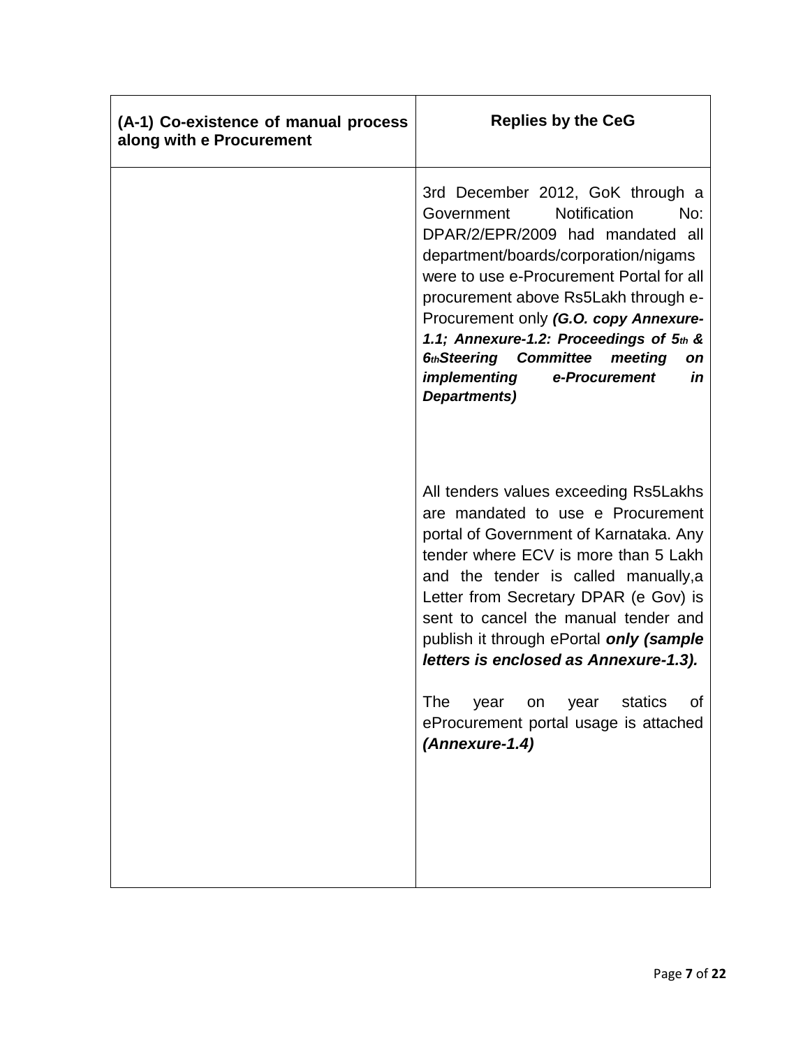| (A-1) Co-existence of manual process along with e Procurement | Replies by the CeG |
|---|---|
| | 3rd December 2012, GoK through a Government Notification No: DPAR/2/EPR/2009 had mandated all department/boards/corporation/nigams were to use e-Procurement Portal for all procurement above Rs5Lakh through e-Procurement only ***(G.O. copy Annexure-1.1; Annexure-1.2: Proceedings of 5th & 6thSteering Committee meeting on implementing e-Procurement in Departments)***<br><br>All tenders values exceeding Rs5Lakhs are mandated to use e Procurement portal of Government of Karnataka. Any tender where ECV is more than 5 Lakh and the tender is called manually,a Letter from Secretary DPAR (e Gov) is sent to cancel the manual tender and publish it through ePortal ***only (sample letters is enclosed as Annexure-1.3).***<br><br>The year on year statics of eProcurement portal usage is attached ***(Annexure-1.4)*** |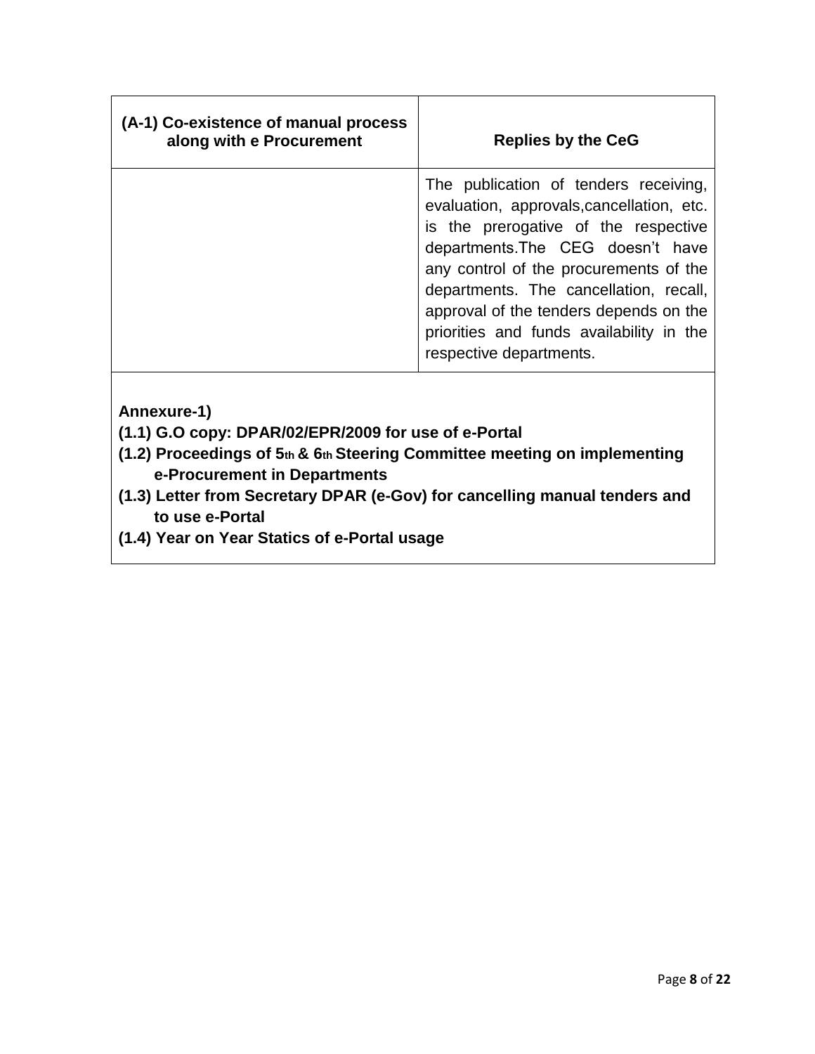| **(A-1) Co-existence of manual process along with e Procurement** | **Replies by the CeG** |
| --- | --- |
| | The publication of tenders receiving, evaluation, approvals,cancellation, etc. is the prerogative of the respective departments.The CEG doesn't have any control of the procurements of the departments. The cancellation, recall, approval of the tenders depends on the priorities and funds availability in the respective departments. |

**Annexure-1)**

**(1.1) G.O copy: DPAR/02/EPR/2009 for use of e-Portal**

**(1.2) Proceedings of 5th & 6th Steering Committee meeting on implementing e-Procurement in Departments**

**(1.3) Letter from Secretary DPAR (e-Gov) for cancelling manual tenders and to use e-Portal**

**(1.4) Year on Year Statics of e-Portal usage**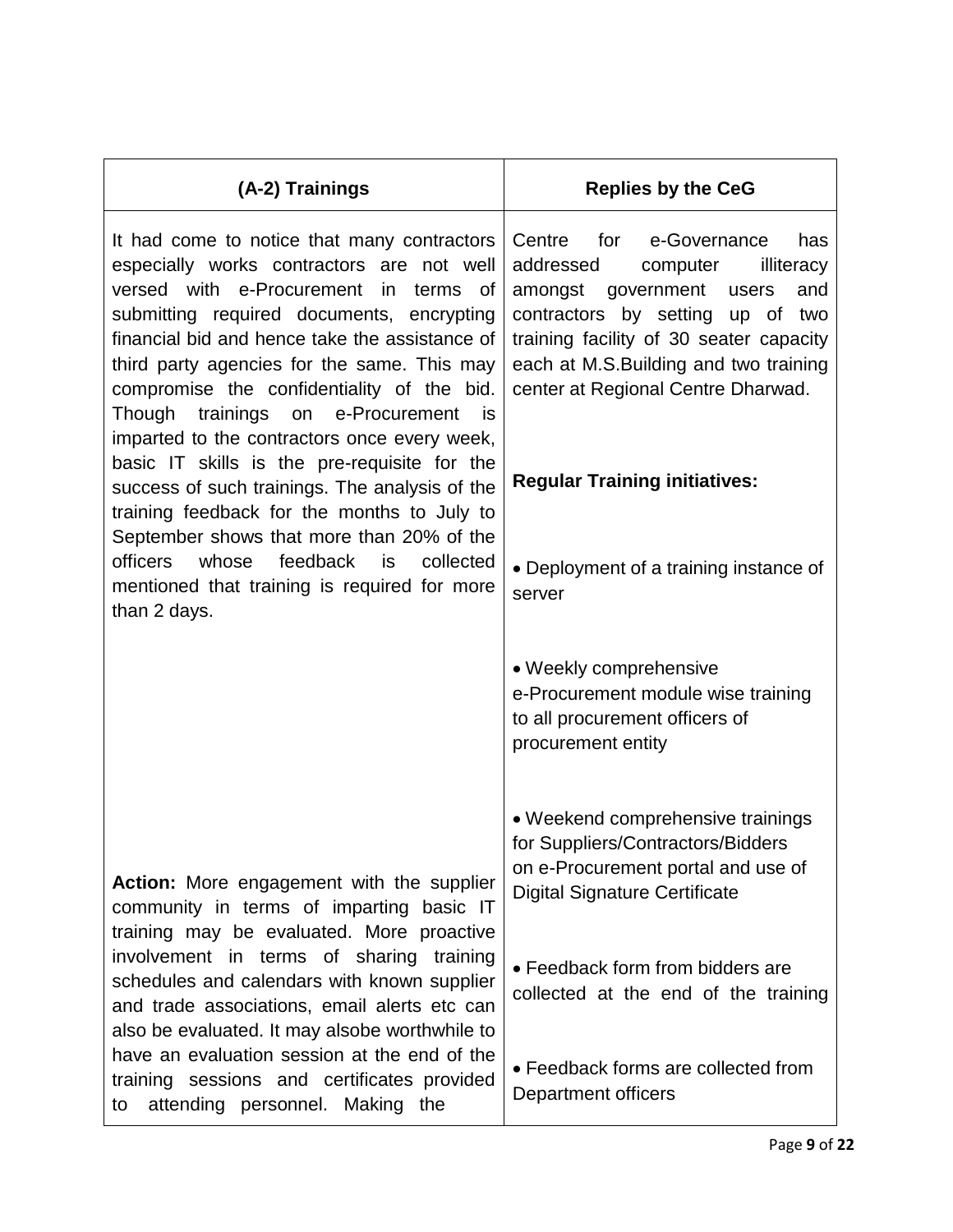| (A-2) Trainings | Replies by the CeG |
|---|---|
| It had come to notice that many contractors especially works contractors are not well versed with e-Procurement in terms of submitting required documents, encrypting financial bid and hence take the assistance of third party agencies for the same. This may compromise the confidentiality of the bid. Though trainings on e-Procurement is imparted to the contractors once every week, basic IT skills is the pre-requisite for the success of such trainings. The analysis of the training feedback for the months to July to September shows that more than 20% of the officers whose feedback is collected mentioned that training is required for more than 2 days.<br><br>**Action:** More engagement with the supplier community in terms of imparting basic IT training may be evaluated. More proactive involvement in terms of sharing training schedules and calendars with known supplier and trade associations, email alerts etc can also be evaluated. It may alsobe worthwhile to have an evaluation session at the end of the training sessions and certificates provided to attending personnel. Making the | Centre for e-Governance has addressed computer illiteracy amongst government users and contractors by setting up of two training facility of 30 seater capacity each at M.S.Building and two training center at Regional Centre Dharwad.<br><br>**Regular Training initiatives:**<br><br>• Deployment of a training instance of server<br><br>• Weekly comprehensive e-Procurement module wise training to all procurement officers of procurement entity<br><br>• Weekend comprehensive trainings for Suppliers/Contractors/Bidders on e-Procurement portal and use of Digital Signature Certificate<br><br>• Feedback form from bidders are collected at the end of the training<br><br>• Feedback forms are collected from Department officers |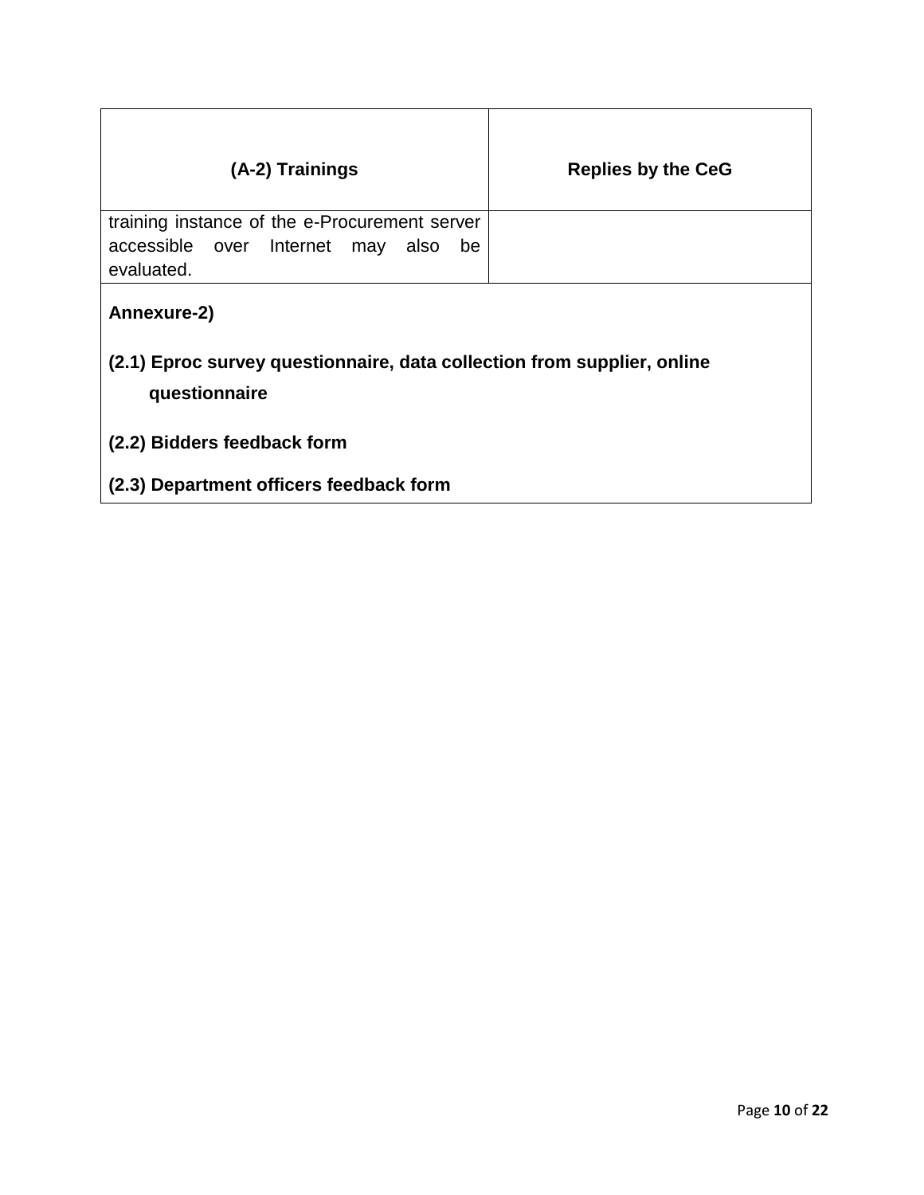| (A-2) Trainings | Replies by the CeG |
|---|---|
| training instance of the e-Procurement server accessible over Internet may also be evaluated. | |

**Annexure-2)**

**(2.1) Eproc survey questionnaire, data collection from supplier, online questionnaire**

**(2.2) Bidders feedback form**

**(2.3) Department officers feedback form**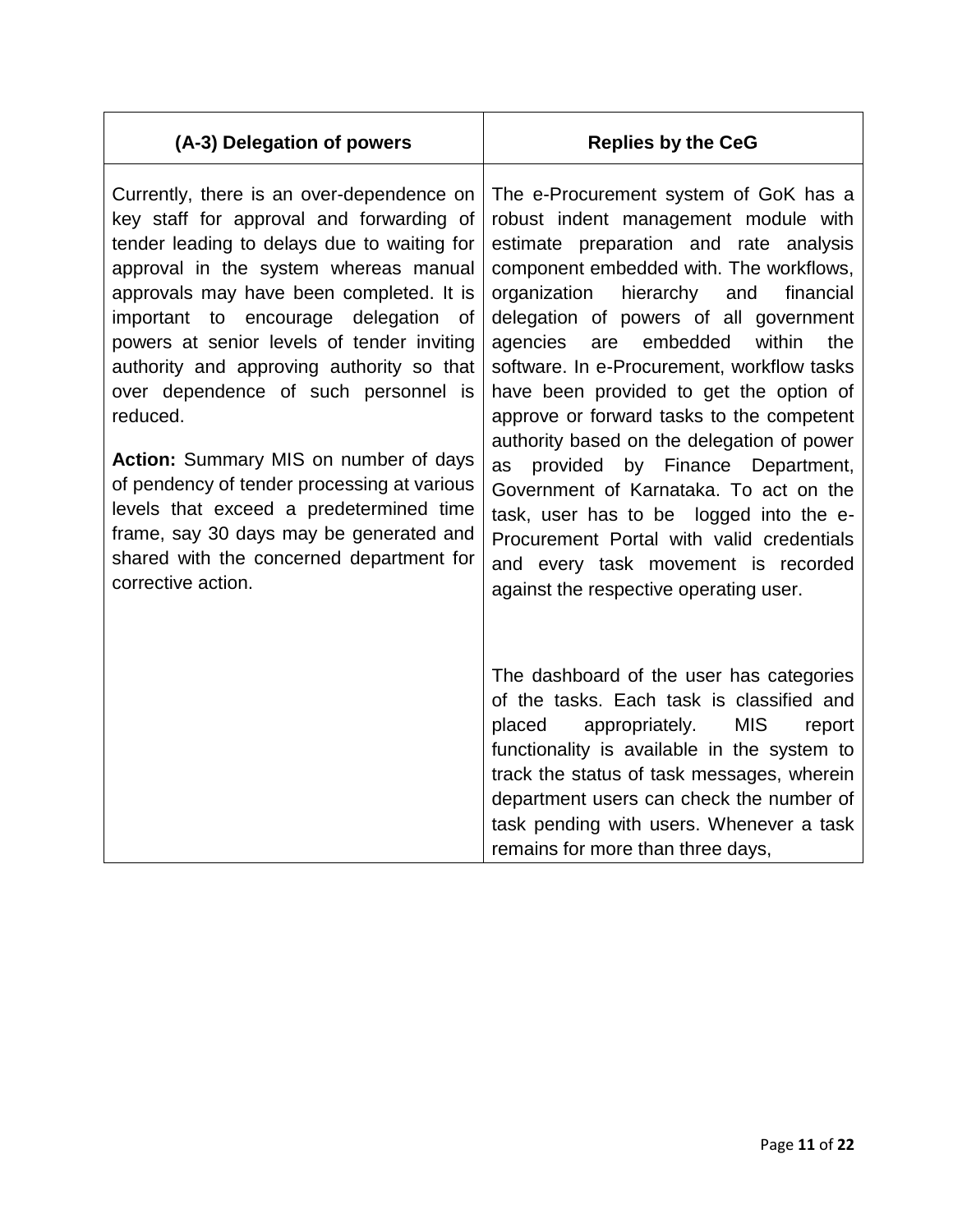| (A-3) Delegation of powers | Replies by the CeG |
|---|---|
| Currently, there is an over-dependence on key staff for approval and forwarding of tender leading to delays due to waiting for approval in the system whereas manual approvals may have been completed. It is important to encourage delegation of powers at senior levels of tender inviting authority and approving authority so that over dependence of such personnel is reduced.<br><br>**Action:** Summary MIS on number of days of pendency of tender processing at various levels that exceed a predetermined time frame, say 30 days may be generated and shared with the concerned department for corrective action. | The e-Procurement system of GoK has a robust indent management module with estimate preparation and rate analysis component embedded with. The workflows, organization hierarchy and financial delegation of powers of all government agencies are embedded within the software. In e-Procurement, workflow tasks have been provided to get the option of approve or forward tasks to the competent authority based on the delegation of power as provided by Finance Department, Government of Karnataka. To act on the task, user has to be logged into the e-Procurement Portal with valid credentials and every task movement is recorded against the respective operating user.<br><br>The dashboard of the user has categories of the tasks. Each task is classified and placed appropriately. MIS report functionality is available in the system to track the status of task messages, wherein department users can check the number of task pending with users. Whenever a task remains for more than three days, |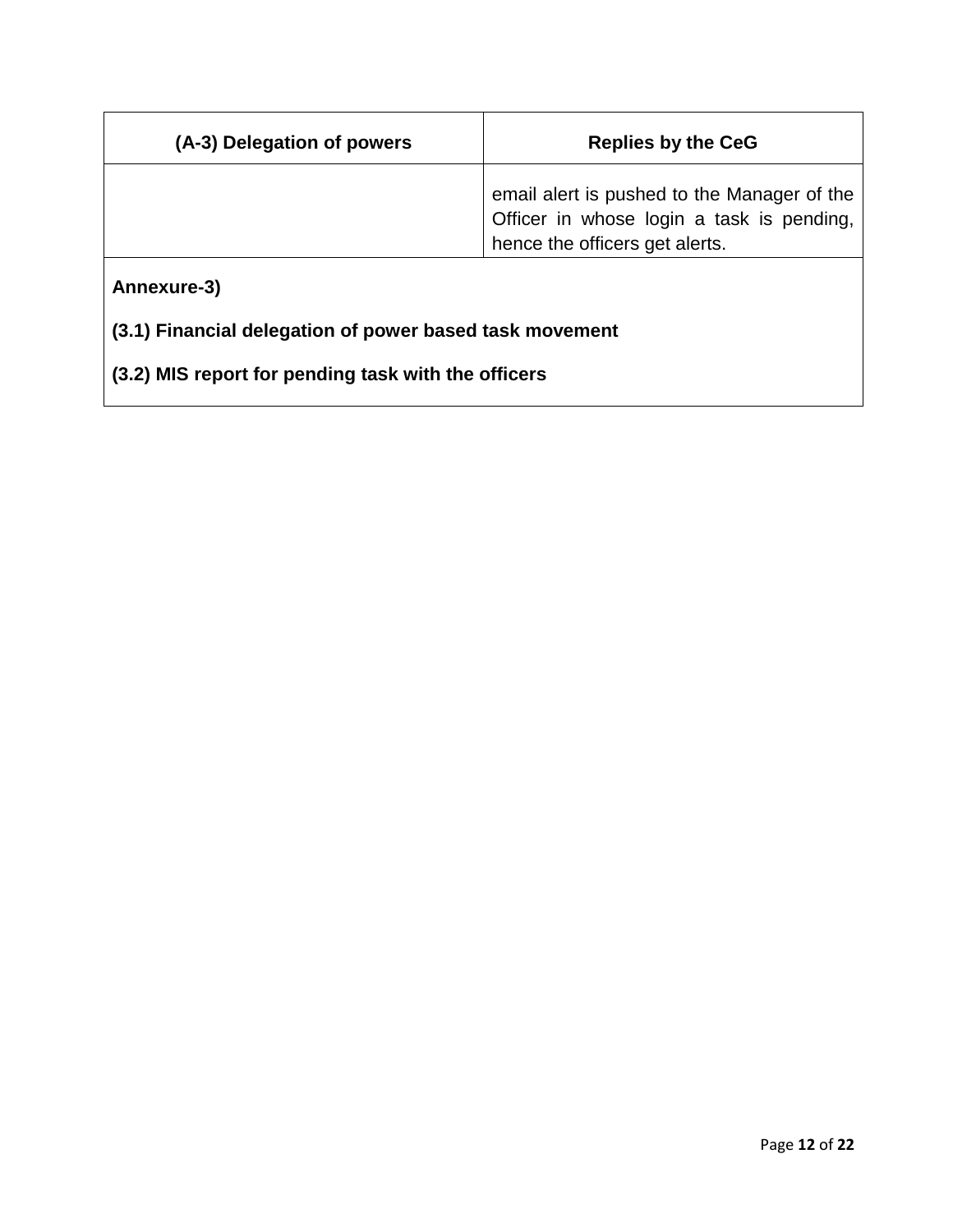| (A-3) Delegation of powers | Replies by the CeG |
|---|---|
| | email alert is pushed to the Manager of the Officer in whose login a task is pending, hence the officers get alerts. |

**Annexure-3)**

**(3.1) Financial delegation of power based task movement**

**(3.2) MIS report for pending task with the officers**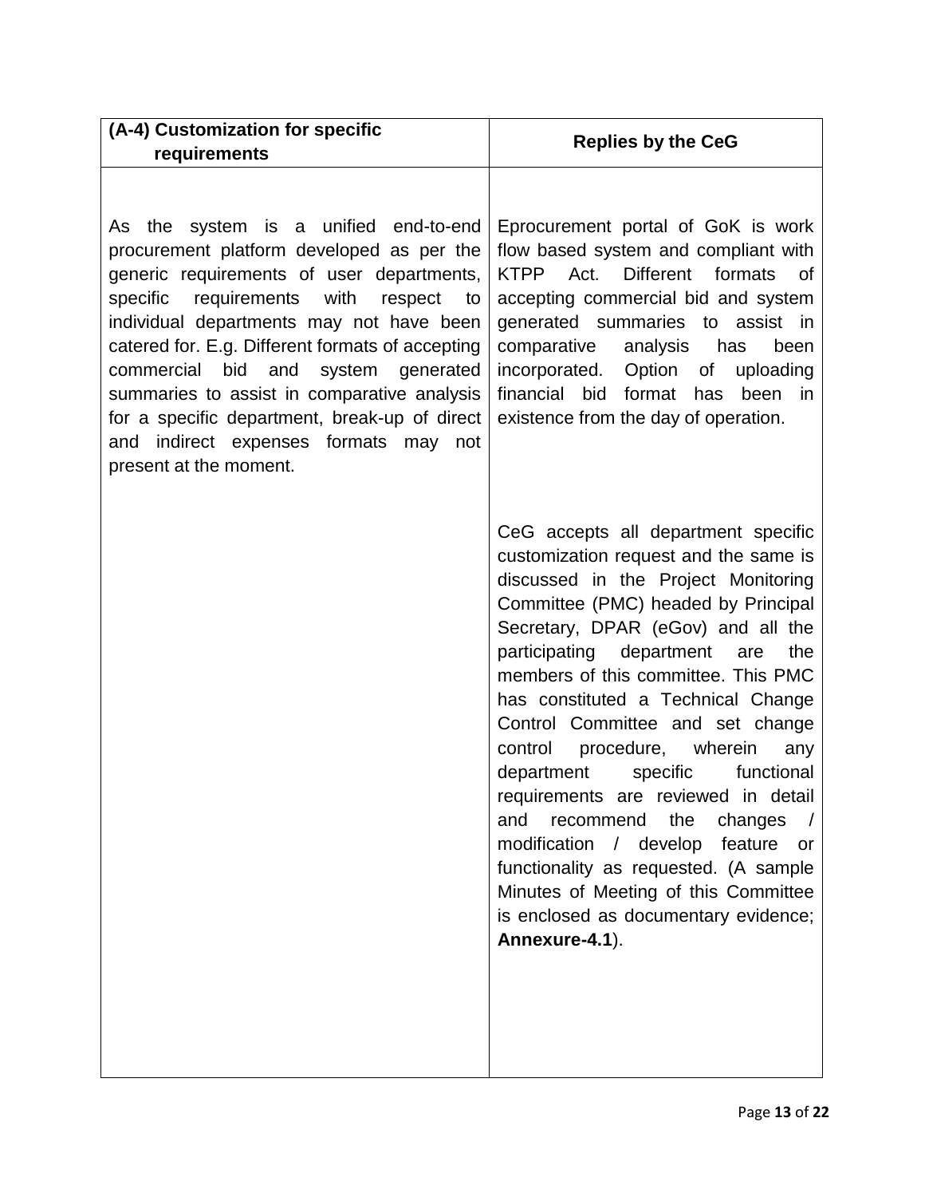| (A-4) Customization for specific requirements | Replies by the CeG |
|---|---|
| As the system is a unified end-to-end procurement platform developed as per the generic requirements of user departments, specific requirements with respect to individual departments may not have been catered for. E.g. Different formats of accepting commercial bid and system generated summaries to assist in comparative analysis for a specific department, break-up of direct and indirect expenses formats may not present at the moment. | Eprocurement portal of GoK is work flow based system and compliant with KTPP Act. Different formats of accepting commercial bid and system generated summaries to assist in comparative analysis has been incorporated. Option of uploading financial bid format has been in existence from the day of operation.<br><br>CeG accepts all department specific customization request and the same is discussed in the Project Monitoring Committee (PMC) headed by Principal Secretary, DPAR (eGov) and all the participating department are the members of this committee. This PMC has constituted a Technical Change Control Committee and set change control procedure, wherein any department specific functional requirements are reviewed in detail and recommend the changes / modification / develop feature or functionality as requested. (A sample Minutes of Meeting of this Committee is enclosed as documentary evidence; **Annexure-4.1**). |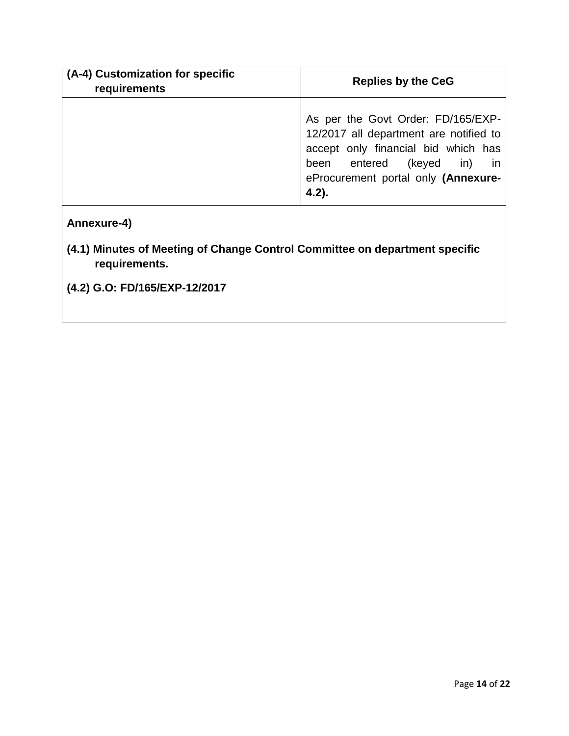| **(A-4) Customization for specific requirements** | **Replies by the CeG** |
|---|---|
| | As per the Govt Order: FD/165/EXP-12/2017 all department are notified to accept only financial bid which has been entered (keyed in) in eProcurement portal only **(Annexure-4.2).** |

**Annexure-4)**

**(4.1) Minutes of Meeting of Change Control Committee on department specific requirements.**

**(4.2) G.O: FD/165/EXP-12/2017**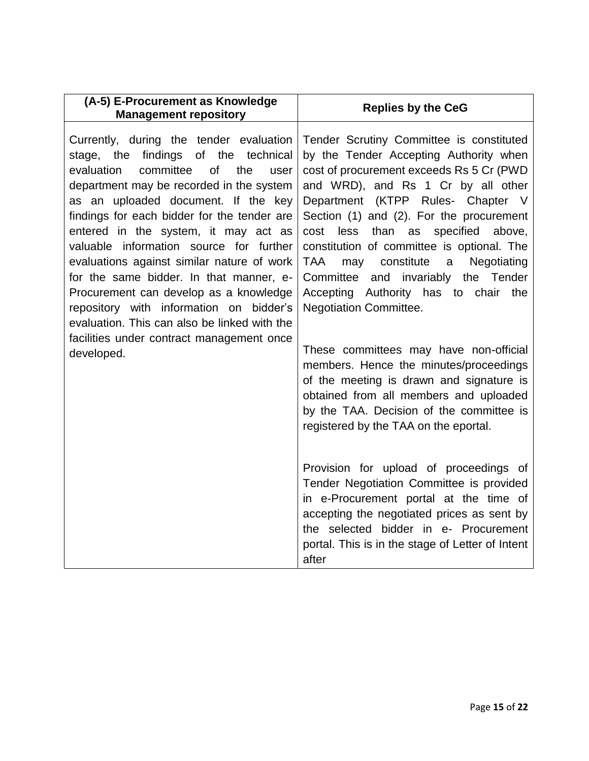| (A-5) E-Procurement as Knowledge Management repository | Replies by the CeG |
|---|---|
| Currently, during the tender evaluation stage, the findings of the technical evaluation committee of the user department may be recorded in the system as an uploaded document. If the key findings for each bidder for the tender are entered in the system, it may act as valuable information source for further evaluations against similar nature of work for the same bidder. In that manner, e-Procurement can develop as a knowledge repository with information on bidder's evaluation. This can also be linked with the facilities under contract management once developed. | Tender Scrutiny Committee is constituted by the Tender Accepting Authority when cost of procurement exceeds Rs 5 Cr (PWD and WRD), and Rs 1 Cr by all other Department (KTPP Rules- Chapter V Section (1) and (2). For the procurement cost less than as specified above, constitution of committee is optional. The TAA may constitute a Negotiating Committee and invariably the Tender Accepting Authority has to chair the Negotiation Committee.<br><br>These committees may have non-official members. Hence the minutes/proceedings of the meeting is drawn and signature is obtained from all members and uploaded by the TAA. Decision of the committee is registered by the TAA on the eportal.<br><br>Provision for upload of proceedings of Tender Negotiation Committee is provided in e-Procurement portal at the time of accepting the negotiated prices as sent by the selected bidder in e- Procurement portal. This is in the stage of Letter of Intent after |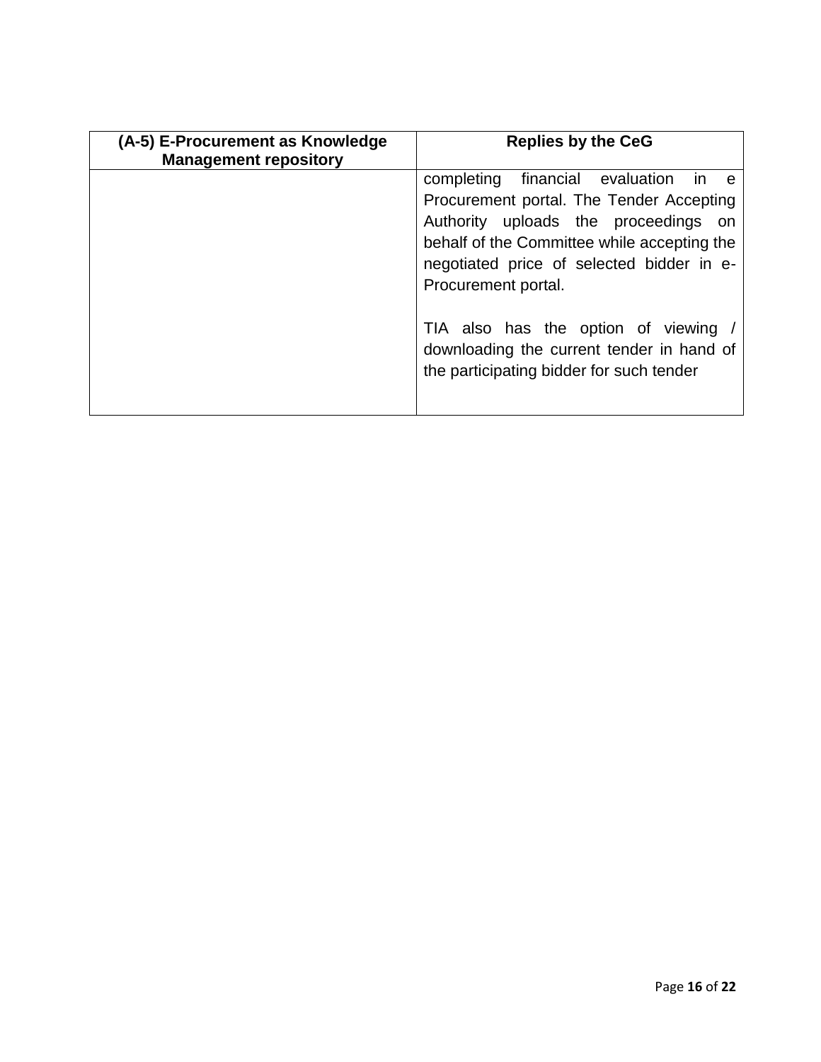| (A-5) E-Procurement as Knowledge Management repository | Replies by the CeG |
|---|---|
| | completing financial evaluation in e Procurement portal. The Tender Accepting Authority uploads the proceedings on behalf of the Committee while accepting the negotiated price of selected bidder in e-Procurement portal.<br><br>TIA also has the option of viewing / downloading the current tender in hand of the participating bidder for such tender |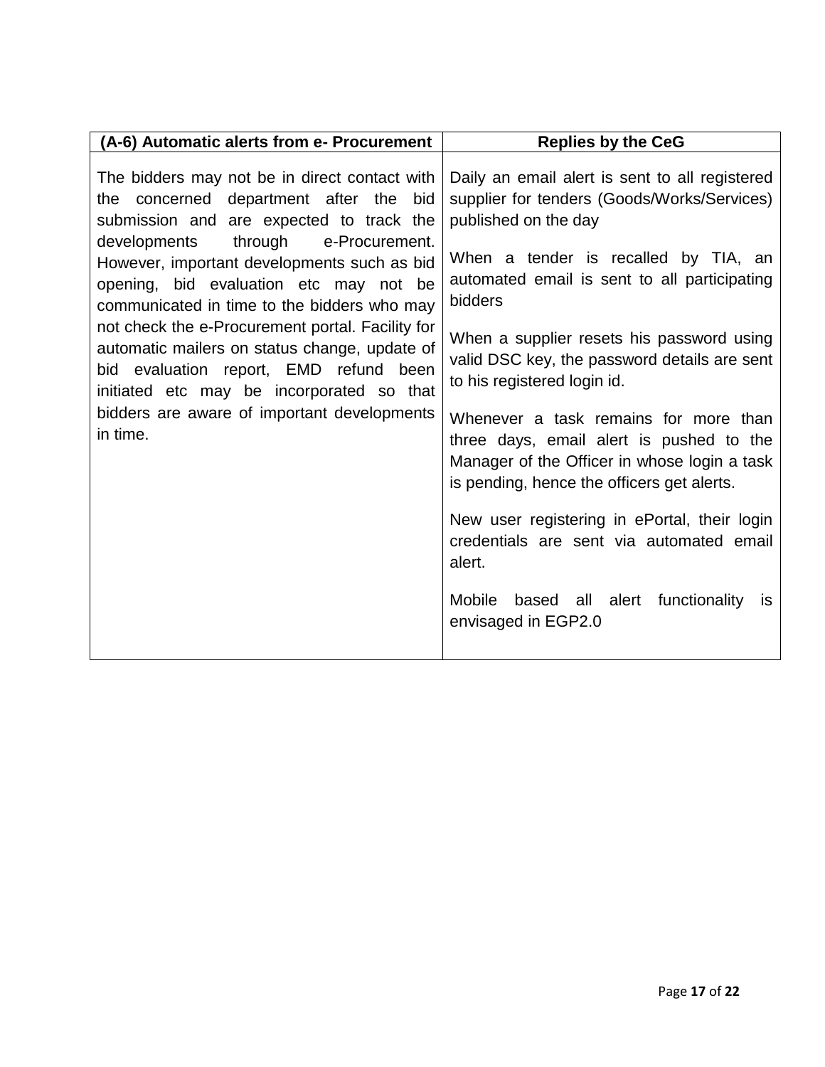| (A-6) Automatic alerts from e- Procurement | Replies by the CeG |
|---|---|
| The bidders may not be in direct contact with the concerned department after the bid submission and are expected to track the developments through e-Procurement. However, important developments such as bid opening, bid evaluation etc may not be communicated in time to the bidders who may not check the e-Procurement portal. Facility for automatic mailers on status change, update of bid evaluation report, EMD refund been initiated etc may be incorporated so that bidders are aware of important developments in time. | Daily an email alert is sent to all registered supplier for tenders (Goods/Works/Services) published on the day<br><br>When a tender is recalled by TIA, an automated email is sent to all participating bidders<br><br>When a supplier resets his password using valid DSC key, the password details are sent to his registered login id.<br><br>Whenever a task remains for more than three days, email alert is pushed to the Manager of the Officer in whose login a task is pending, hence the officers get alerts.<br><br>New user registering in ePortal, their login credentials are sent via automated email alert.<br><br>Mobile based all alert functionality is envisaged in EGP2.0 |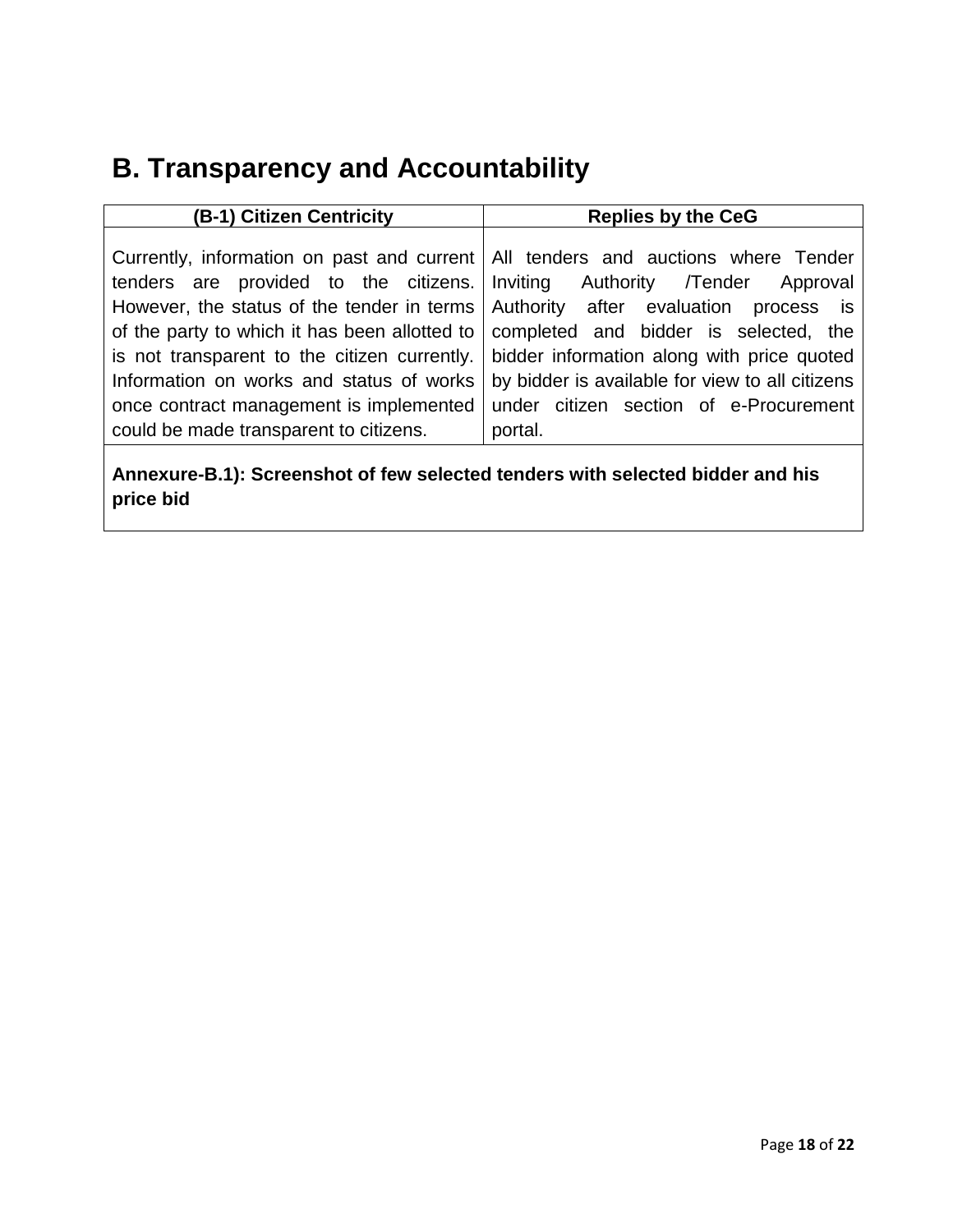## B. Transparency and Accountability

| (B-1) Citizen Centricity | Replies by the CeG |
| --- | --- |
| Currently, information on past and current tenders are provided to the citizens. However, the status of the tender in terms of the party to which it has been allotted to is not transparent to the citizen currently. Information on works and status of works once contract management is implemented could be made transparent to citizens. | All tenders and auctions where Tender Inviting Authority /Tender Approval Authority after evaluation process is completed and bidder is selected, the bidder information along with price quoted by bidder is available for view to all citizens under citizen section of e-Procurement portal. |
| **Annexure-B.1): Screenshot of few selected tenders with selected bidder and his price bid** | |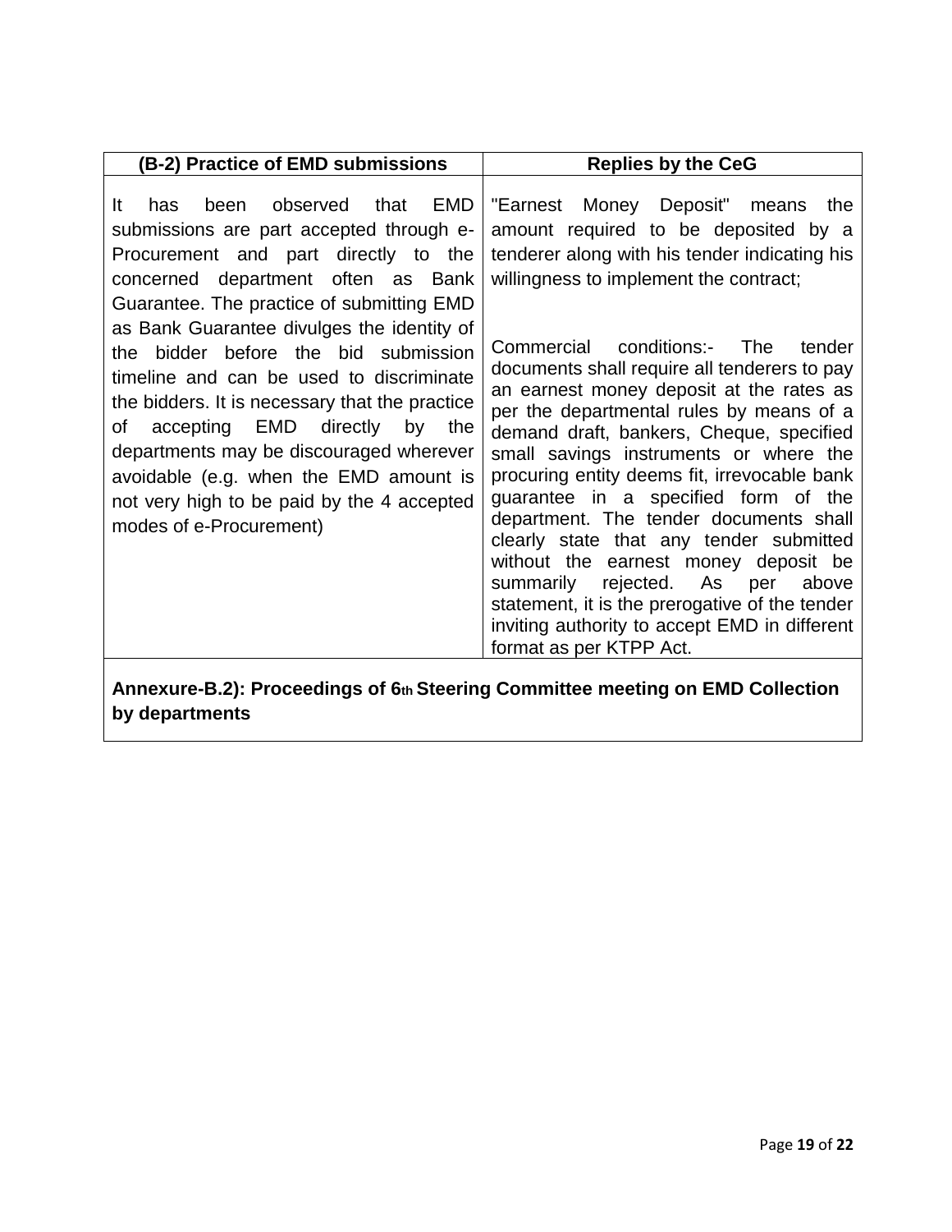| (B-2) Practice of EMD submissions | Replies by the CeG |
|---|---|
| It has been observed that EMD submissions are part accepted through e-Procurement and part directly to the concerned department often as Bank Guarantee. The practice of submitting EMD as Bank Guarantee divulges the identity of the bidder before the bid submission timeline and can be used to discriminate the bidders. It is necessary that the practice of accepting EMD directly by the departments may be discouraged wherever avoidable (e.g. when the EMD amount is not very high to be paid by the 4 accepted modes of e-Procurement) | "Earnest Money Deposit" means the amount required to be deposited by a tenderer along with his tender indicating his willingness to implement the contract;<br><br>Commercial conditions:- The tender documents shall require all tenderers to pay an earnest money deposit at the rates as per the departmental rules by means of a demand draft, bankers, Cheque, specified small savings instruments or where the procuring entity deems fit, irrevocable bank guarantee in a specified form of the department. The tender documents shall clearly state that any tender submitted without the earnest money deposit be summarily rejected. As per above statement, it is the prerogative of the tender inviting authority to accept EMD in different format as per KTPP Act. |

**Annexure-B.2): Proceedings of 6th Steering Committee meeting on EMD Collection by departments**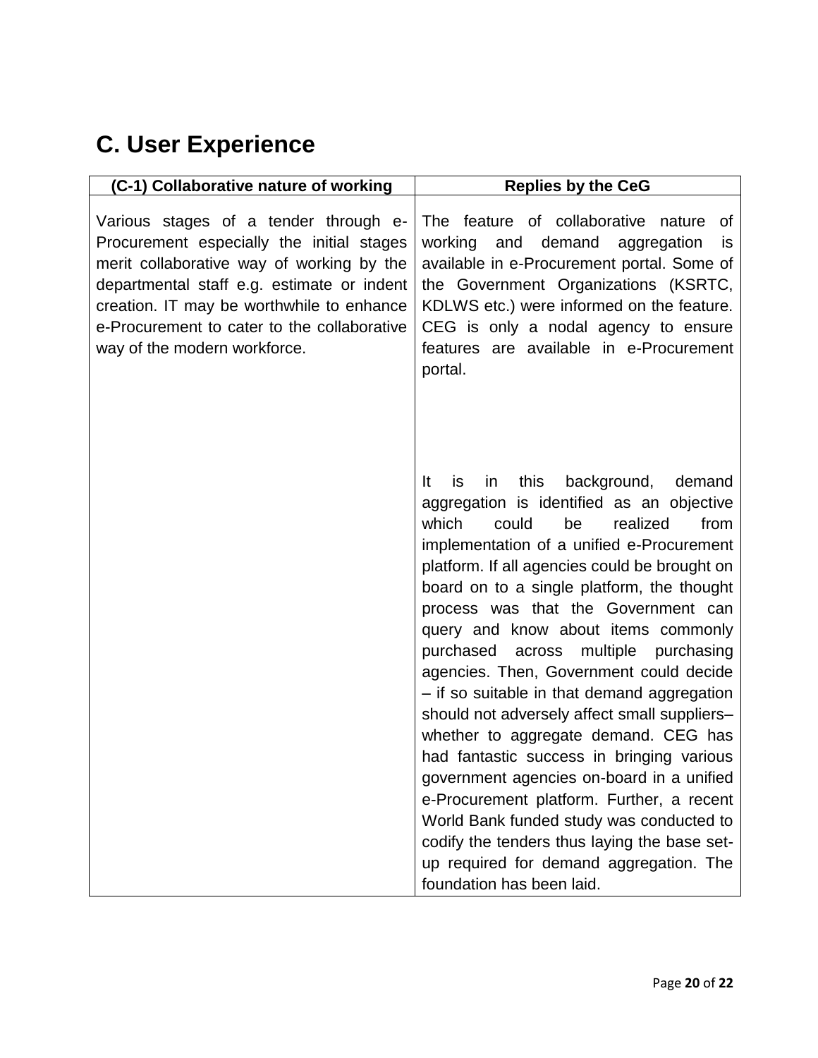## C. User Experience

| (C-1) Collaborative nature of working | Replies by the CeG |
| --- | --- |
| Various stages of a tender through e-Procurement especially the initial stages merit collaborative way of working by the departmental staff e.g. estimate or indent creation. IT may be worthwhile to enhance e-Procurement to cater to the collaborative way of the modern workforce. | The feature of collaborative nature of working and demand aggregation is available in e-Procurement portal. Some of the Government Organizations (KSRTC, KDLWS etc.) were informed on the feature. CEG is only a nodal agency to ensure features are available in e-Procurement portal.<br><br>It is in this background, demand aggregation is identified as an objective which could be realized from implementation of a unified e-Procurement platform. If all agencies could be brought on board on to a single platform, the thought process was that the Government can query and know about items commonly purchased across multiple purchasing agencies. Then, Government could decide – if so suitable in that demand aggregation should not adversely affect small suppliers– whether to aggregate demand. CEG has had fantastic success in bringing various government agencies on-board in a unified e-Procurement platform. Further, a recent World Bank funded study was conducted to codify the tenders thus laying the base set-up required for demand aggregation. The foundation has been laid. |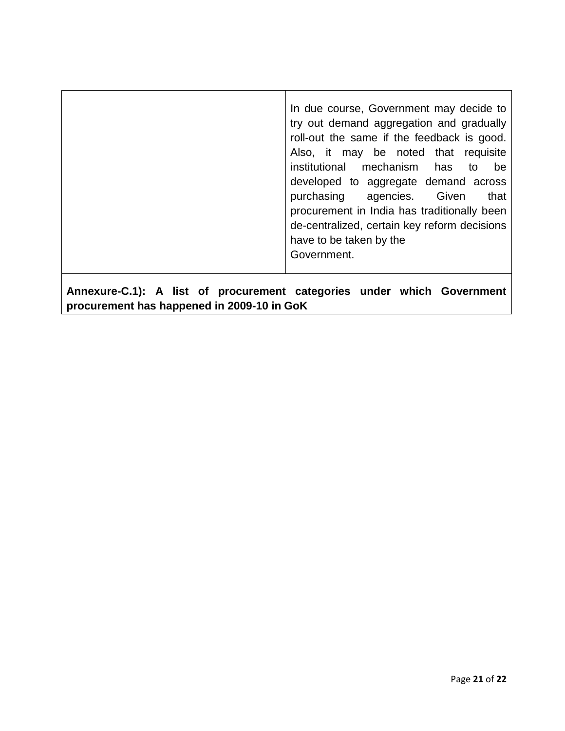| | |
|---|---|
| | In due course, Government may decide to try out demand aggregation and gradually roll-out the same if the feedback is good. Also, it may be noted that requisite institutional mechanism has to be developed to aggregate demand across purchasing agencies. Given that procurement in India has traditionally been de-centralized, certain key reform decisions have to be taken by the Government. |
| **Annexure-C.1): A list of procurement categories under which Government procurement has happened in 2009-10 in GoK** | |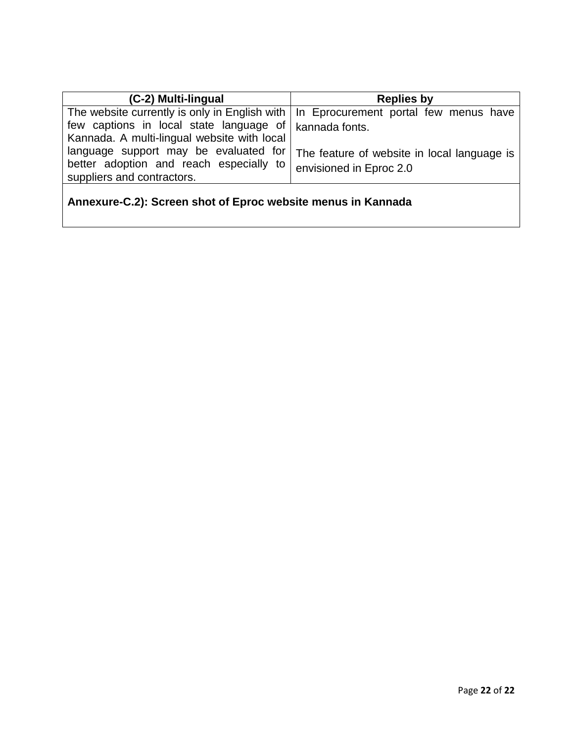| (C-2) Multi-lingual | Replies by |
|---|---|
| The website currently is only in English with few captions in local state language of Kannada. A multi-lingual website with local language support may be evaluated for better adoption and reach especially to suppliers and contractors. | In Eprocurement portal few menus have kannada fonts.<br><br>The feature of website in local language is envisioned in Eproc 2.0 |
| **Annexure-C.2): Screen shot of Eproc website menus in Kannada** | |